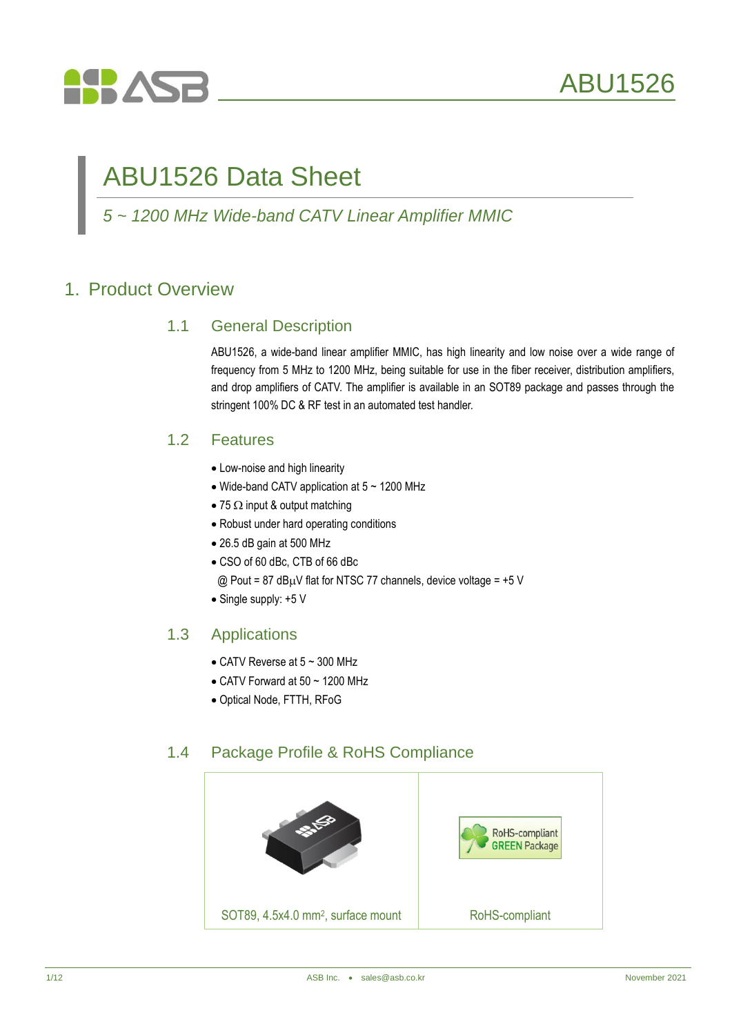# ABU1526 Data Sheet

*5 ~ 1200 MHz Wide-band CATV Linear Amplifier MMIC*

## 1. Product Overview

### 1.1 General Description

ABU1526, a wide-band linear amplifier MMIC, has high linearity and low noise over a wide range of frequency from 5 MHz to 1200 MHz, being suitable for use in the fiber receiver, distribution amplifiers, and drop amplifiers of CATV. The amplifier is available in an SOT89 package and passes through the stringent 100% DC & RF test in an automated test handler.

### 1.2 Features

- Low-noise and high linearity
- Wide-band CATV application at 5 ~ 1200 MHz
- 75 Ω input & output matching
- Robust under hard operating conditions
- 26.5 dB gain at 500 MHz
- CSO of 60 dBc, CTB of 66 dBc
  @ Pout = 87 dBμV flat for NTSC 77 channels, device voltage = +5 V
- Single supply: +5 V

### 1.3 Applications

- CATV Reverse at 5 ~ 300 MHz
- CATV Forward at 50 ~ 1200 MHz
- Optical Node, FTTH, RFoG

### 1.4 Package Profile & RoHS Compliance

| SOT89, 4.5x4.0 mm$^2$, surface mount | RoHS-compliant |
|---|---|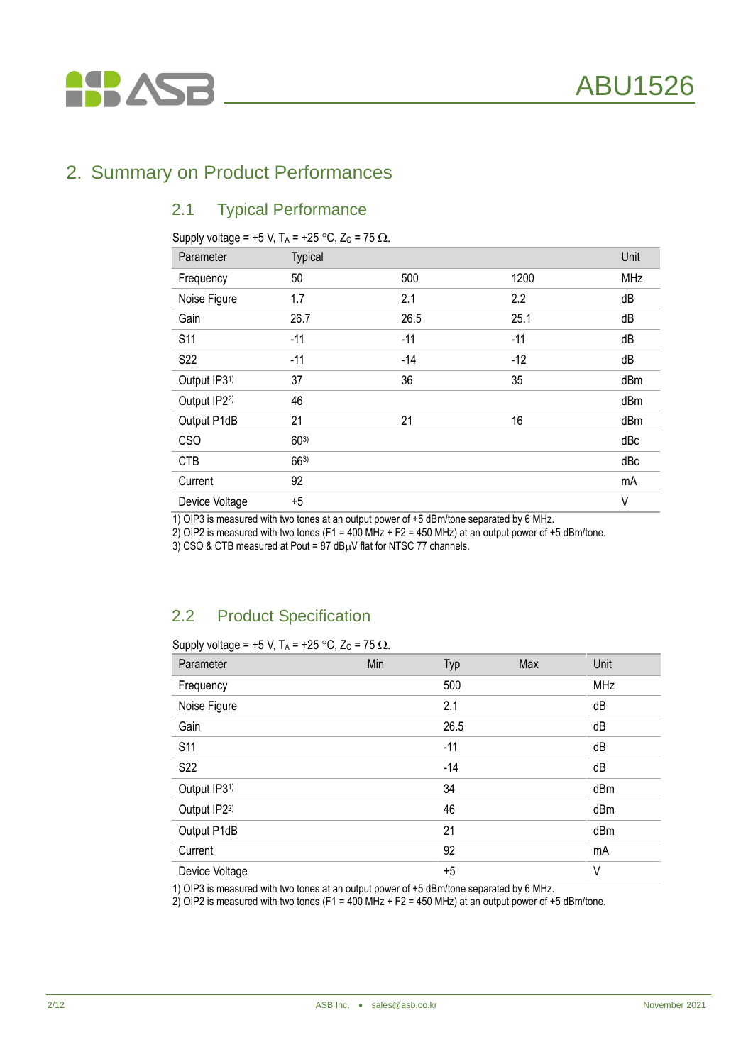# 2. Summary on Product Performances

## 2.1 Typical Performance

Supply voltage = +5 V, $T_A$ = +25 °C, $Z_O$ = 75 Ω.

| Parameter | Typical | | | Unit |
|---|---|---|---|---|
| Frequency | 50 | 500 | 1200 | MHz |
| Noise Figure | 1.7 | 2.1 | 2.2 | dB |
| Gain | 26.7 | 26.5 | 25.1 | dB |
| S11 | -11 | -11 | -11 | dB |
| S22 | -11 | -14 | -12 | dB |
| Output IP3[1)] | 37 | 36 | 35 | dBm |
| Output IP2[2)] | 46 | | | dBm |
| Output P1dB | 21 | 21 | 16 | dBm |
| CSO | 60[3)] | | | dBc |
| CTB | 66[3)] | | | dBc |
| Current | 92 | | | mA |
| Device Voltage | +5 | | | V |

1) OIP3 is measured with two tones at an output power of +5 dBm/tone separated by 6 MHz.
2) OIP2 is measured with two tones (F1 = 400 MHz + F2 = 450 MHz) at an output power of +5 dBm/tone.
3) CSO & CTB measured at Pout = 87 dBμV flat for NTSC 77 channels.

## 2.2 Product Specification

Supply voltage = +5 V, $T_A$ = +25 °C, $Z_O$ = 75 Ω.

| Parameter | Min | Typ | Max | Unit |
|---|---|---|---|---|
| Frequency | | 500 | | MHz |
| Noise Figure | | 2.1 | | dB |
| Gain | | 26.5 | | dB |
| S11 | | -11 | | dB |
| S22 | | -14 | | dB |
| Output IP3[1)] | | 34 | | dBm |
| Output IP2[2)] | | 46 | | dBm |
| Output P1dB | | 21 | | dBm |
| Current | | 92 | | mA |
| Device Voltage | | +5 | | V |

1) OIP3 is measured with two tones at an output power of +5 dBm/tone separated by 6 MHz.
2) OIP2 is measured with two tones (F1 = 400 MHz + F2 = 450 MHz) at an output power of +5 dBm/tone.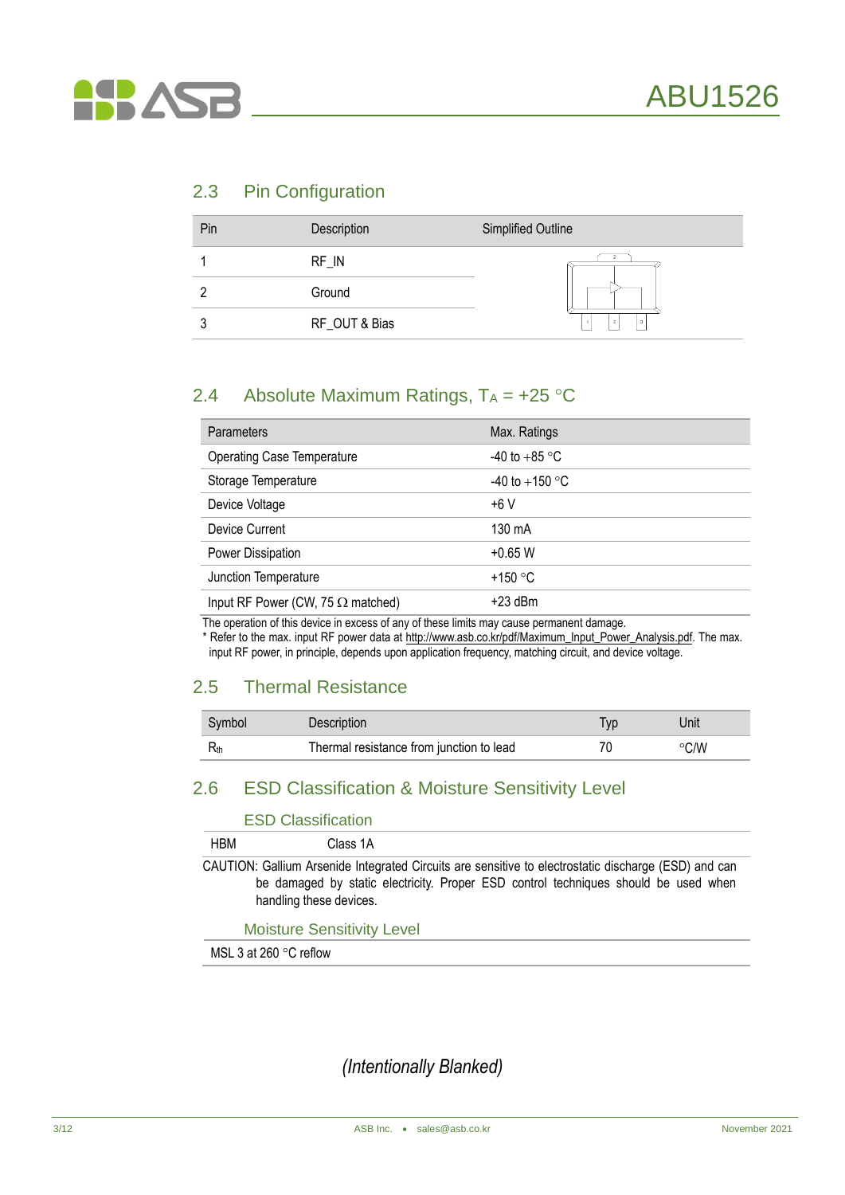## 2.3 Pin Configuration

| Pin | Description | Simplified Outline |
|---|---|---|
| 1 | RF_IN | |
| 2 | Ground | |
| 3 | RF_OUT & Bias | |

## 2.4 Absolute Maximum Ratings, $T_A$ = +25 °C

| Parameters | Max. Ratings |
|---|---|
| Operating Case Temperature | -40 to +85 °C |
| Storage Temperature | -40 to +150 °C |
| Device Voltage | +6 V |
| Device Current | 130 mA |
| Power Dissipation | +0.65 W |
| Junction Temperature | +150 °C |
| Input RF Power (CW, 75 Ω matched) | +23 dBm |

The operation of this device in excess of any of these limits may cause permanent damage.
* Refer to the max. input RF power data at http://www.asb.co.kr/pdf/Maximum_Input_Power_Analysis.pdf. The max. input RF power, in principle, depends upon application frequency, matching circuit, and device voltage.

## 2.5 Thermal Resistance

| Symbol | Description | Typ | Unit |
|---|---|---|---|
| $R_{th}$ | Thermal resistance from junction to lead | 70 | °C/W |

## 2.6 ESD Classification & Moisture Sensitivity Level

### ESD Classification

HBM Class 1A

CAUTION: Gallium Arsenide Integrated Circuits are sensitive to electrostatic discharge (ESD) and can be damaged by static electricity. Proper ESD control techniques should be used when handling these devices.

### Moisture Sensitivity Level

MSL 3 at 260 °C reflow

*(Intentionally Blanked)*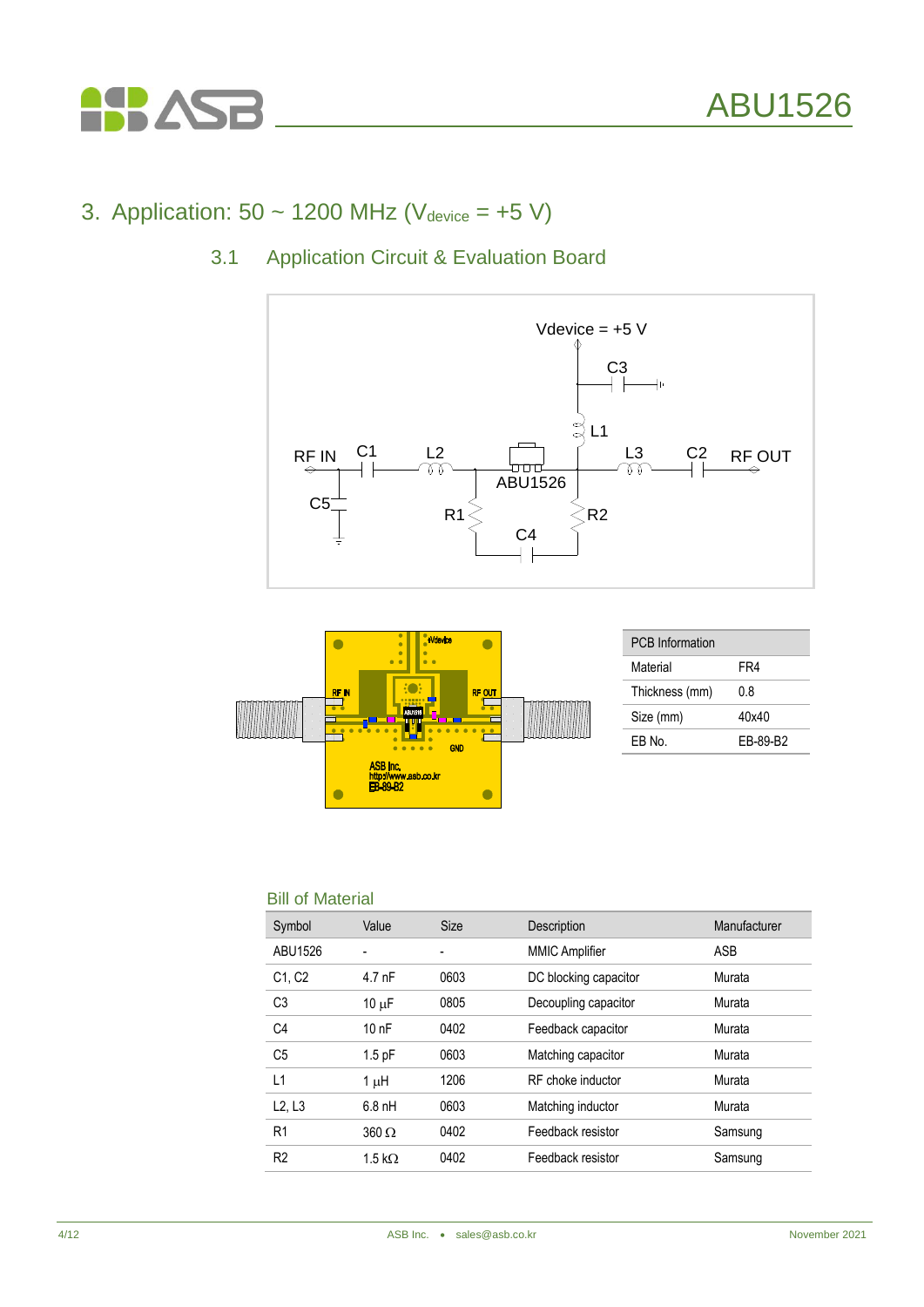## 3. Application: 50 ~ 1200 MHz ($V_{device}$ = +5 V)

### 3.1 Application Circuit & Evaluation Board

| PCB Information | |
|---|---|
| Material | FR4 |
| Thickness (mm) | 0.8 |
| Size (mm) | 40x40 |
| EB No. | EB-89-B2 |

Bill of Material

| Symbol | Value | Size | Description | Manufacturer |
|---|---|---|---|---|
| ABU1526 | - | - | MMIC Amplifier | ASB |
| C1, C2 | 4.7 nF | 0603 | DC blocking capacitor | Murata |
| C3 | 10 μF | 0805 | Decoupling capacitor | Murata |
| C4 | 10 nF | 0402 | Feedback capacitor | Murata |
| C5 | 1.5 pF | 0603 | Matching capacitor | Murata |
| L1 | 1 μH | 1206 | RF choke inductor | Murata |
| L2, L3 | 6.8 nH | 0603 | Matching inductor | Murata |
| R1 | 360 Ω | 0402 | Feedback resistor | Samsung |
| R2 | 1.5 kΩ | 0402 | Feedback resistor | Samsung |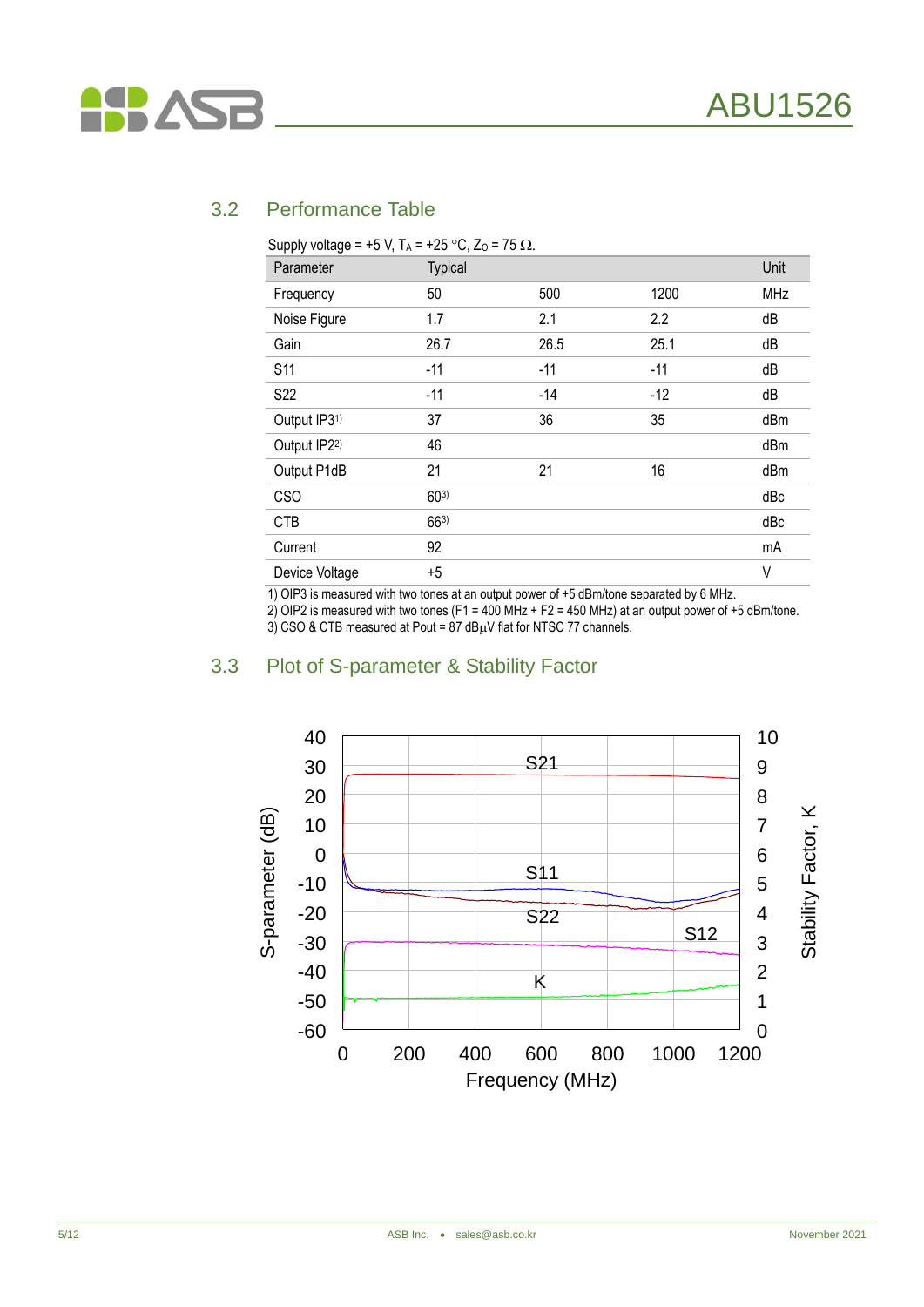## 3.2 Performance Table

Supply voltage = +5 V, $T_A$ = +25 °C, $Z_O$ = 75 Ω.

| Parameter | Typical | | | Unit |
|---|---|---|---|---|
| Frequency | 50 | 500 | 1200 | MHz |
| Noise Figure | 1.7 | 2.1 | 2.2 | dB |
| Gain | 26.7 | 26.5 | 25.1 | dB |
| S11 | -11 | -11 | -11 | dB |
| S22 | -11 | -14 | -12 | dB |
| Output IP3[1)] | 37 | 36 | 35 | dBm |
| Output IP2[2)] | 46 | | | dBm |
| Output P1dB | 21 | 21 | 16 | dBm |
| CSO | 60[3)] | | | dBc |
| CTB | 66[3)] | | | dBc |
| Current | 92 | | | mA |
| Device Voltage | +5 | | | V |

1) OIP3 is measured with two tones at an output power of +5 dBm/tone separated by 6 MHz.
2) OIP2 is measured with two tones (F1 = 400 MHz + F2 = 450 MHz) at an output power of +5 dBm/tone.
3) CSO & CTB measured at Pout = 87 dBμV flat for NTSC 77 channels.

## 3.3 Plot of S-parameter & Stability Factor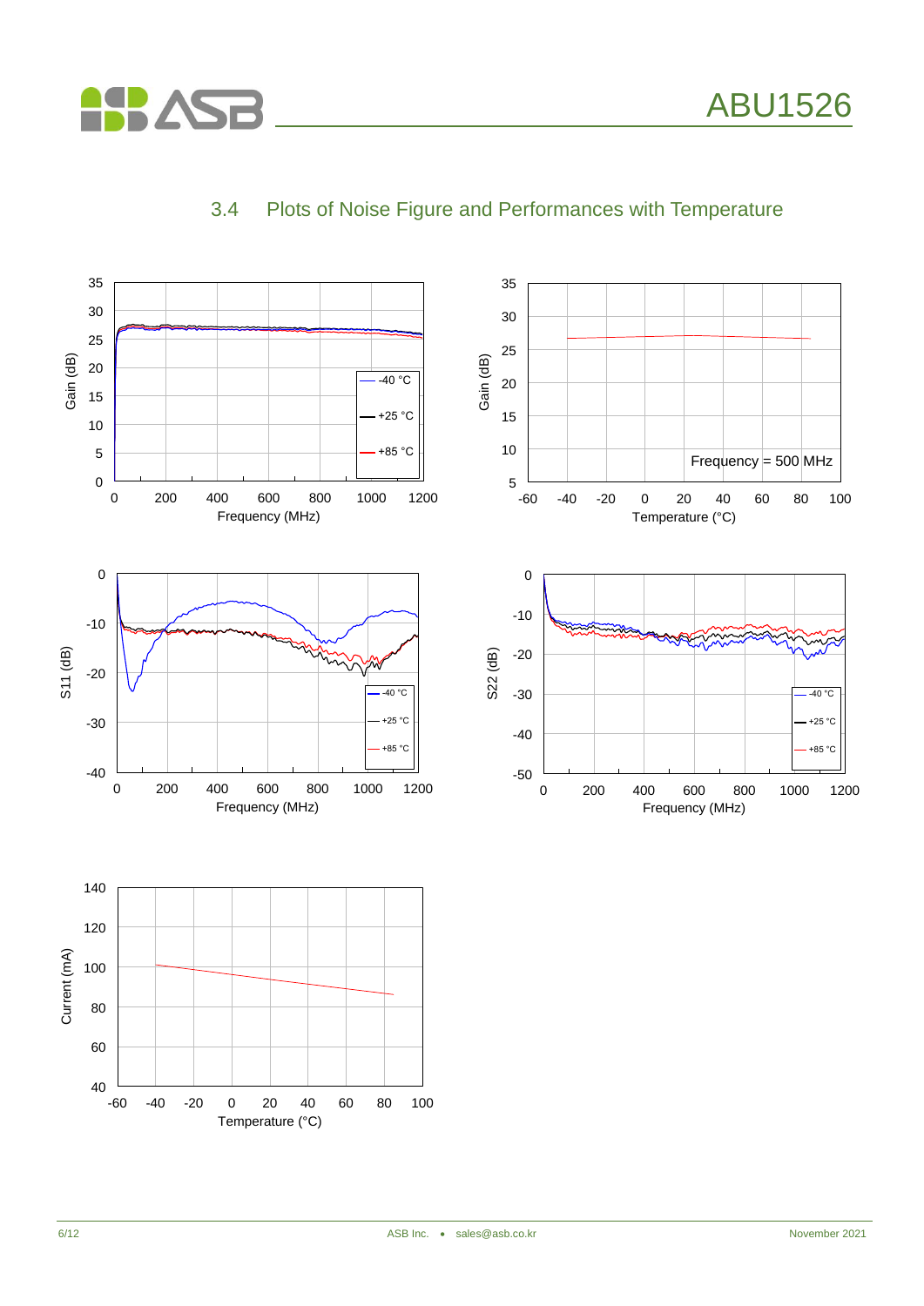## 3.4 Plots of Noise Figure and Performances with Temperature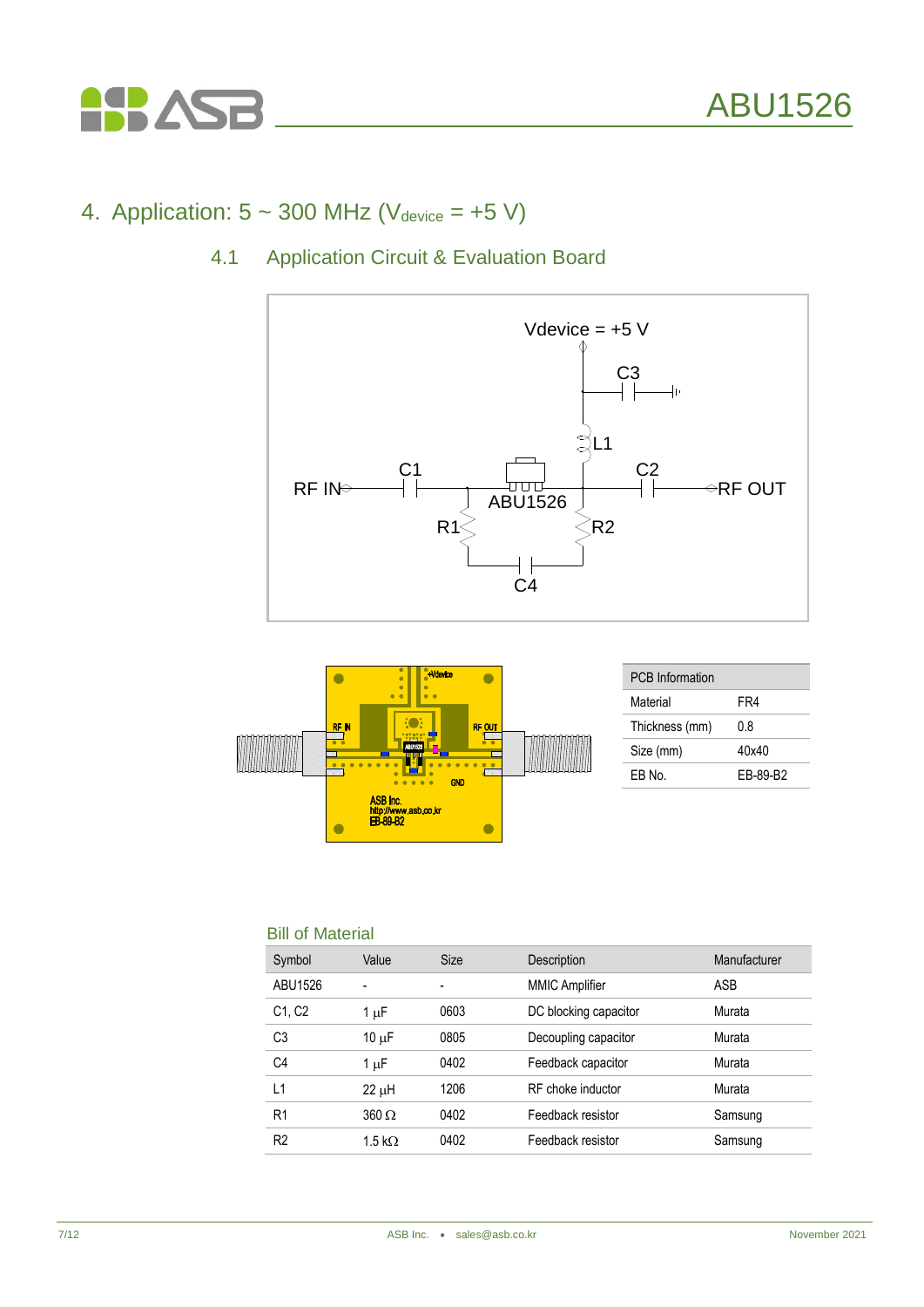## 4. Application: 5 ~ 300 MHz ($V_{device}$ = +5 V)

### 4.1 Application Circuit & Evaluation Board

| PCB Information | |
|---|---|
| Material | FR4 |
| Thickness (mm) | 0.8 |
| Size (mm) | 40x40 |
| EB No. | EB-89-B2 |

#### Bill of Material

| Symbol | Value | Size | Description | Manufacturer |
|---|---|---|---|---|
| ABU1526 | - | - | MMIC Amplifier | ASB |
| C1, C2 | 1 μF | 0603 | DC blocking capacitor | Murata |
| C3 | 10 μF | 0805 | Decoupling capacitor | Murata |
| C4 | 1 μF | 0402 | Feedback capacitor | Murata |
| L1 | 22 μH | 1206 | RF choke inductor | Murata |
| R1 | 360 Ω | 0402 | Feedback resistor | Samsung |
| R2 | 1.5 kΩ | 0402 | Feedback resistor | Samsung |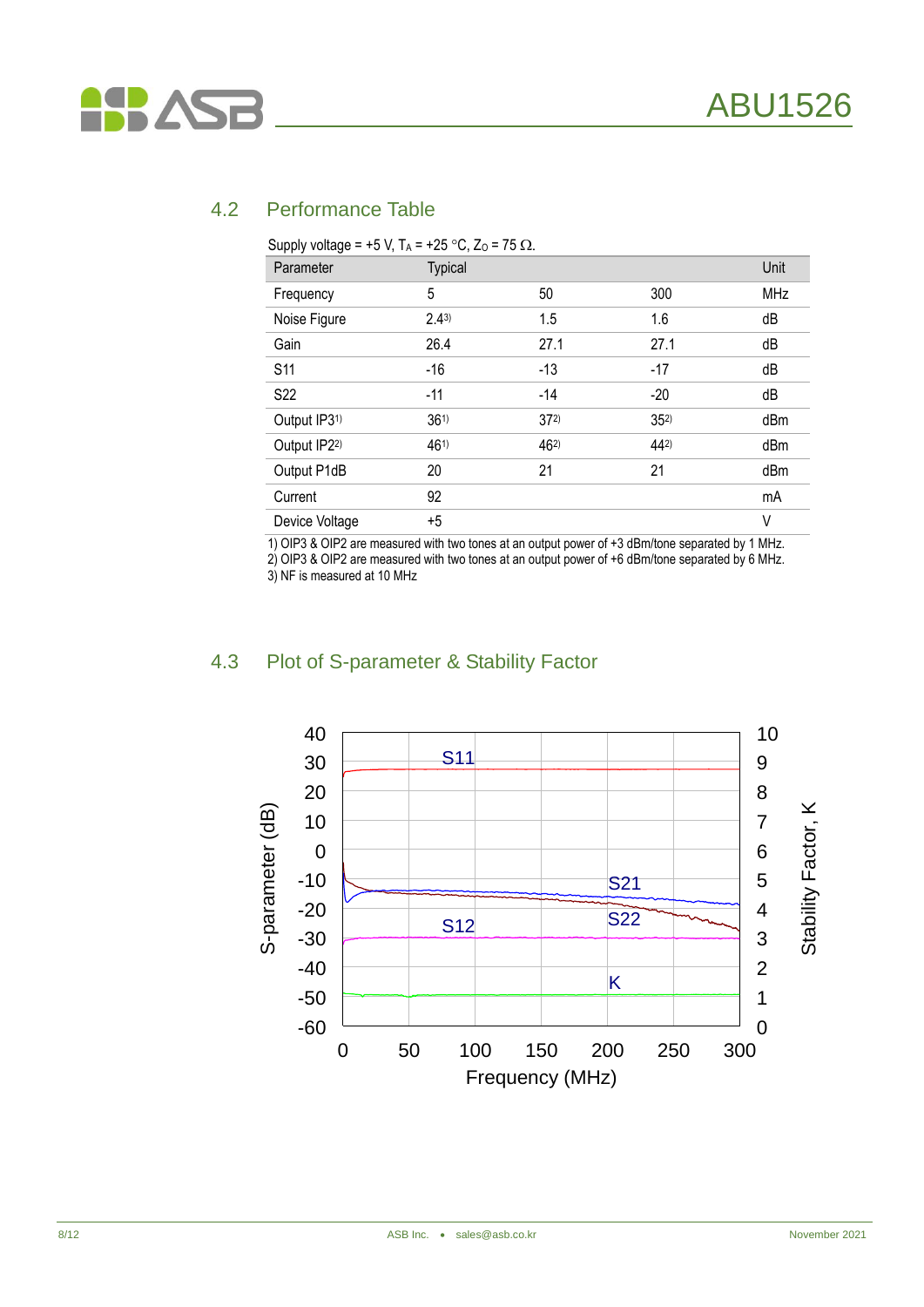## 4.2 Performance Table

Supply voltage = +5 V, $T_A$ = +25 °C, $Z_O$ = 75 Ω.

| Parameter | Typical | | | Unit |
|---|---|---|---|---|
| Frequency | 5 | 50 | 300 | MHz |
| Noise Figure | 2.4[3] | 1.5 | 1.6 | dB |
| Gain | 26.4 | 27.1 | 27.1 | dB |
| S11 | -16 | -13 | -17 | dB |
| S22 | -11 | -14 | -20 | dB |
| Output IP3[1] | 36[1] | 37[2] | 35[2] | dBm |
| Output IP2[2] | 46[1] | 46[2] | 44[2] | dBm |
| Output P1dB | 20 | 21 | 21 | dBm |
| Current | 92 | | | mA |
| Device Voltage | +5 | | | V |

1) OIP3 & OIP2 are measured with two tones at an output power of +3 dBm/tone separated by 1 MHz.
2) OIP3 & OIP2 are measured with two tones at an output power of +6 dBm/tone separated by 6 MHz.
3) NF is measured at 10 MHz

## 4.3 Plot of S-parameter & Stability Factor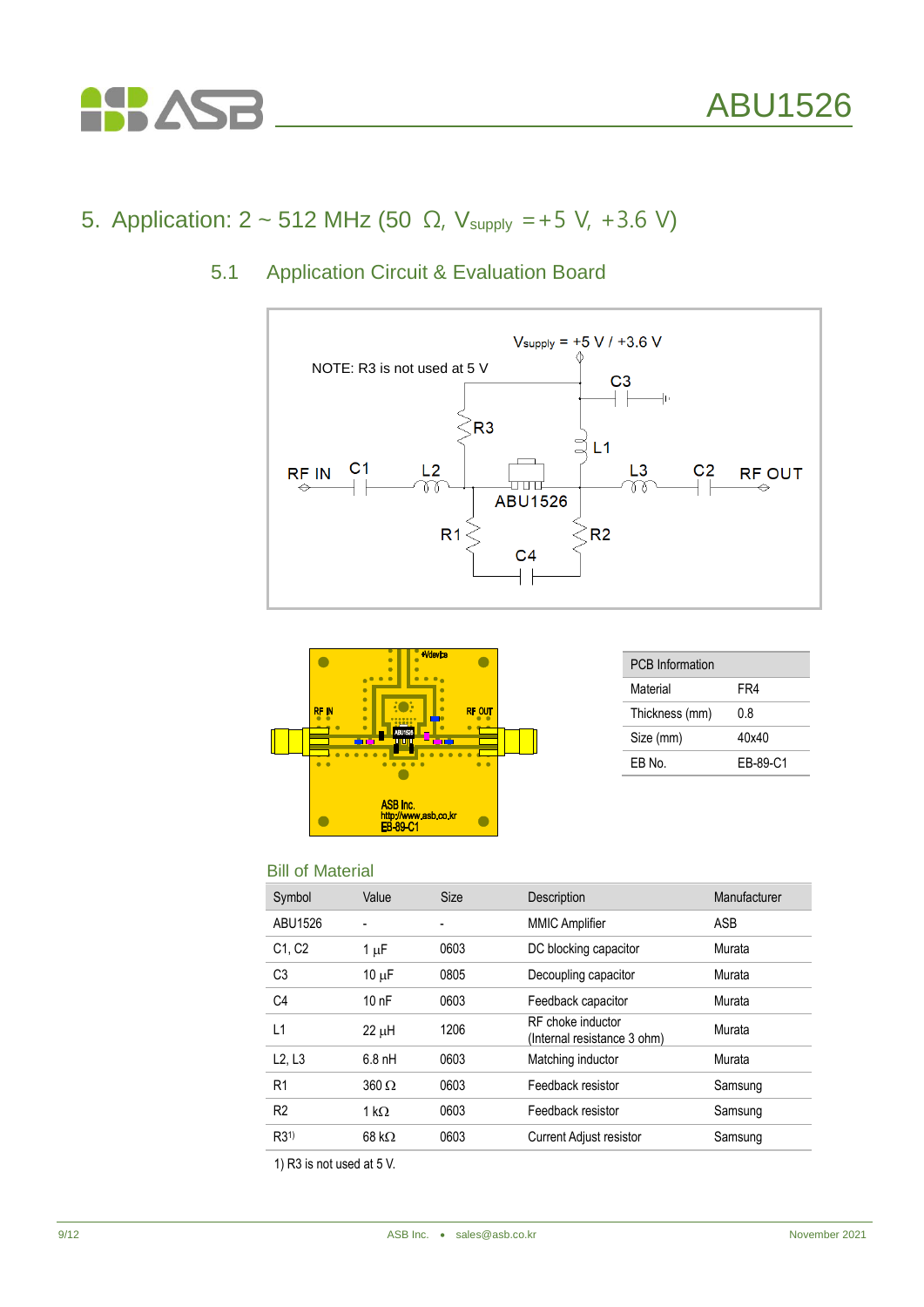## 5. Application: 2 ~ 512 MHz (50 Ω, $V_{supply}$ = +5 V, +3.6 V)

### 5.1 Application Circuit & Evaluation Board

$V_{supply}$ = +5 V / +3.6 V

NOTE: R3 is not used at 5 V

| PCB Information | |
|---|---|
| Material | FR4 |
| Thickness (mm) | 0.8 |
| Size (mm) | 40x40 |
| EB No. | EB-89-C1 |

Bill of Material

| Symbol | Value | Size | Description | Manufacturer |
|---|---|---|---|---|
| ABU1526 | - | - | MMIC Amplifier | ASB |
| C1, C2 | 1 μF | 0603 | DC blocking capacitor | Murata |
| C3 | 10 μF | 0805 | Decoupling capacitor | Murata |
| C4 | 10 nF | 0603 | Feedback capacitor | Murata |
| L1 | 22 μH | 1206 | RF choke inductor (Internal resistance 3 ohm) | Murata |
| L2, L3 | 6.8 nH | 0603 | Matching inductor | Murata |
| R1 | 360 Ω | 0603 | Feedback resistor | Samsung |
| R2 | 1 kΩ | 0603 | Feedback resistor | Samsung |
| R3[1)] | 68 kΩ | 0603 | Current Adjust resistor | Samsung |

1) R3 is not used at 5 V.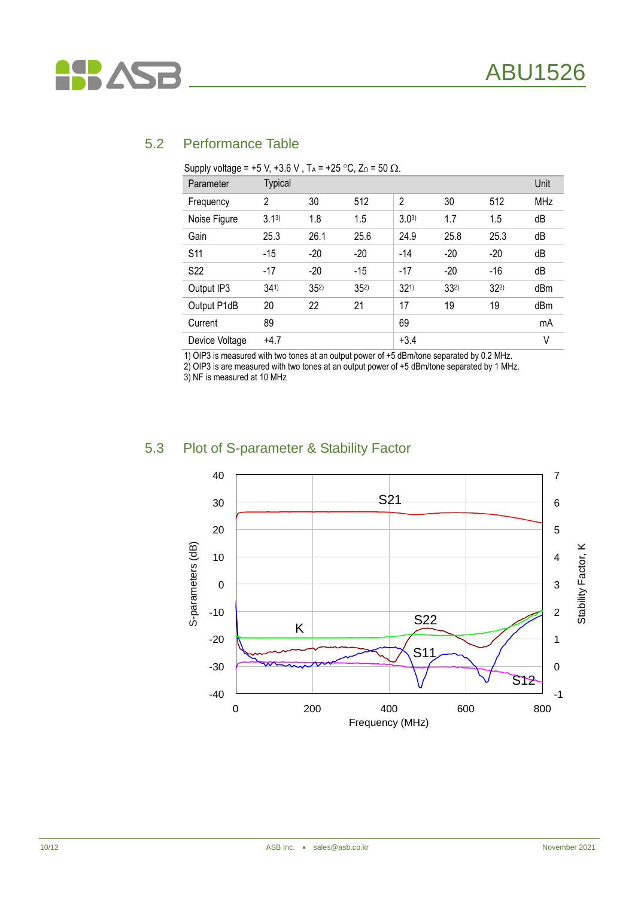## 5.2 Performance Table

Supply voltage = +5 V, +3.6 V , $T_A$ = +25 °C, $Z_O$ = 50 Ω.

| Parameter | Typical | | | | | | Unit |
|---|---|---|---|---|---|---|---|
| Frequency | 2 | 30 | 512 | 2 | 30 | 512 | MHz |
| Noise Figure | 3.1[3] | 1.8 | 1.5 | 3.0[3] | 1.7 | 1.5 | dB |
| Gain | 25.3 | 26.1 | 25.6 | 24.9 | 25.8 | 25.3 | dB |
| S11 | -15 | -20 | -20 | -14 | -20 | -20 | dB |
| S22 | -17 | -20 | -15 | -17 | -20 | -16 | dB |
| Output IP3 | 34[1] | 35[2] | 35[2] | 32[1] | 33[2] | 32[2] | dBm |
| Output P1dB | 20 | 22 | 21 | 17 | 19 | 19 | dBm |
| Current | 89 | | | 69 | | | mA |
| Device Voltage | +4.7 | | | +3.4 | | | V |

1) OIP3 is measured with two tones at an output power of +5 dBm/tone separated by 0.2 MHz.
2) OIP3 is are measured with two tones at an output power of +5 dBm/tone separated by 1 MHz.
3) NF is measured at 10 MHz

## 5.3 Plot of S-parameter & Stability Factor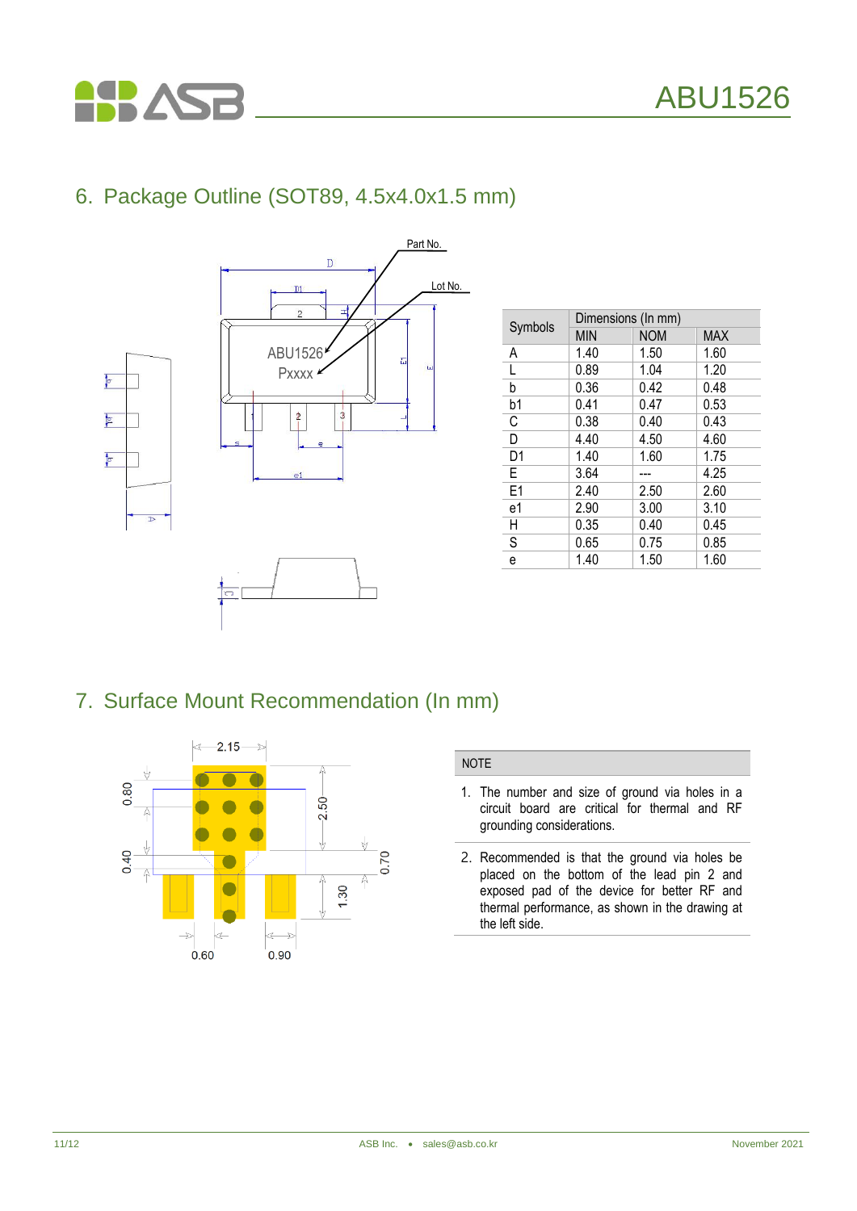## 6. Package Outline (SOT89, 4.5x4.0x1.5 mm)

| Symbols | Dimensions (In mm) | | |
|---|---|---|---|
| | MIN | NOM | MAX |
| A | 1.40 | 1.50 | 1.60 |
| L | 0.89 | 1.04 | 1.20 |
| b | 0.36 | 0.42 | 0.48 |
| b1 | 0.41 | 0.47 | 0.53 |
| C | 0.38 | 0.40 | 0.43 |
| D | 4.40 | 4.50 | 4.60 |
| D1 | 1.40 | 1.60 | 1.75 |
| E | 3.64 | --- | 4.25 |
| E1 | 2.40 | 2.50 | 2.60 |
| e1 | 2.90 | 3.00 | 3.10 |
| H | 0.35 | 0.40 | 0.45 |
| S | 0.65 | 0.75 | 0.85 |
| e | 1.40 | 1.50 | 1.60 |

## 7. Surface Mount Recommendation (In mm)

| NOTE |
|---|
| 1. The number and size of ground via holes in a circuit board are critical for thermal and RF grounding considerations. |
| 2. Recommended is that the ground via holes be placed on the bottom of the lead pin 2 and exposed pad of the device for better RF and thermal performance, as shown in the drawing at the left side. |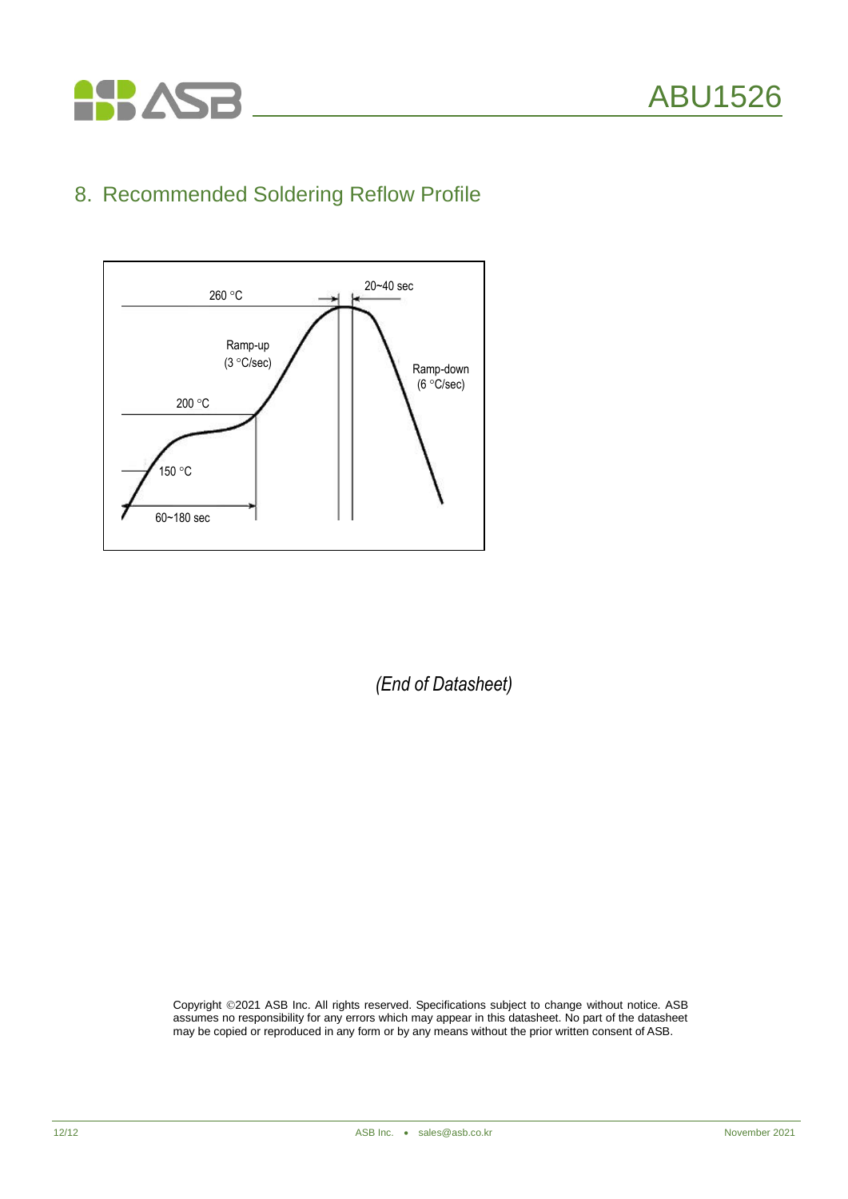## 8. Recommended Soldering Reflow Profile

260 °C

20~40 sec

Ramp-up
(3 °C/sec)

Ramp-down
(6 °C/sec)

200 °C

150 °C

60~180 sec

*(End of Datasheet)*

Copyright ©2021 ASB Inc. All rights reserved. Specifications subject to change without notice. ASB assumes no responsibility for any errors which may appear in this datasheet. No part of the datasheet may be copied or reproduced in any form or by any means without the prior written consent of ASB.